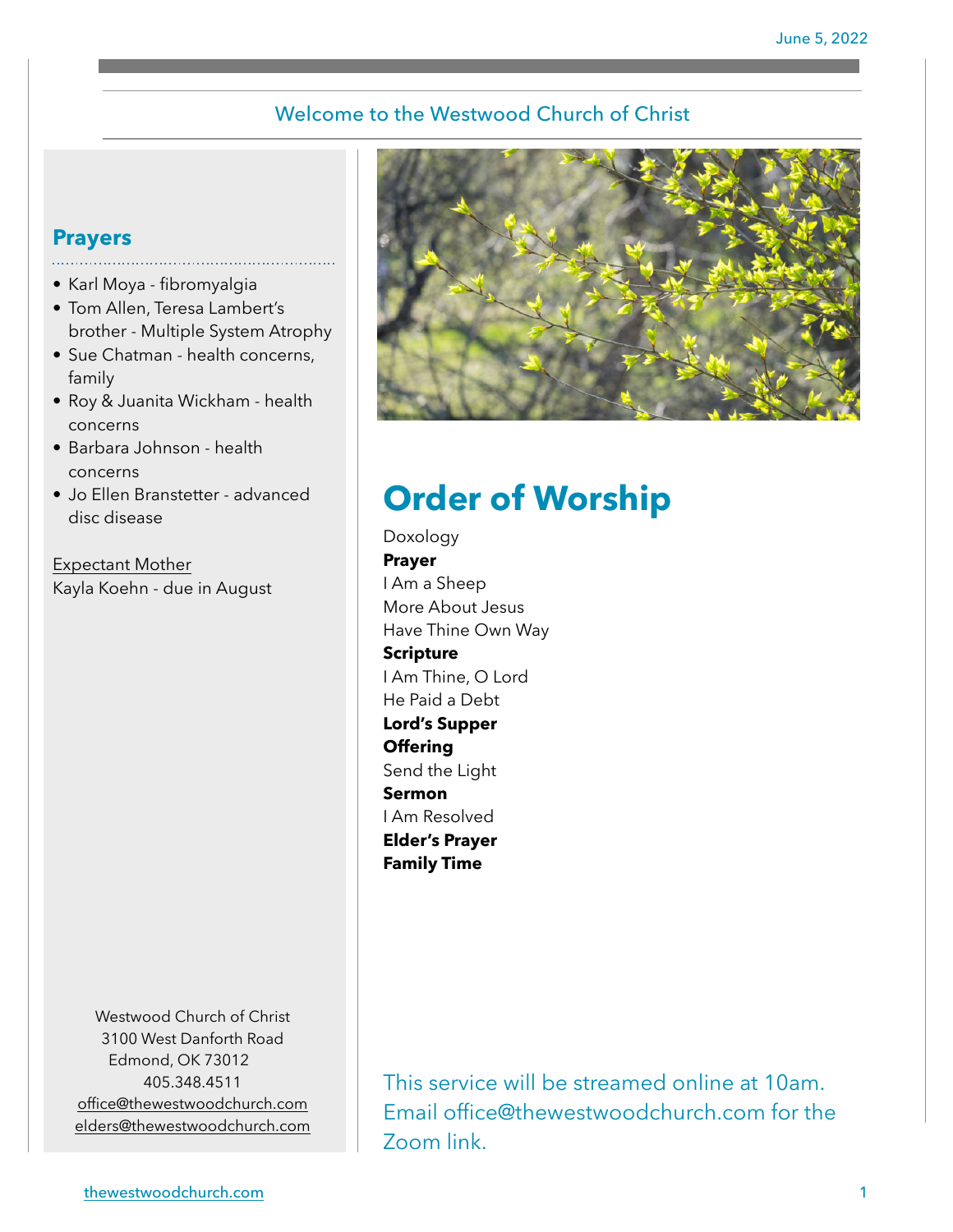June 5, 2022

## Welcome to the Westwood Church of Christ

## Prayers

- Karl Moya - fibromyalgia
- Tom Allen, Teresa Lambert's brother - Multiple System Atrophy
- Sue Chatman - health concerns, family
- Roy & Juanita Wickham - health concerns
- Barbara Johnson - health concerns
- Jo Ellen Branstetter - advanced disc disease

Expectant Mother
Kayla Koehn - due in August

# Order of Worship

Doxology
**Prayer**
I Am a Sheep
More About Jesus
Have Thine Own Way
**Scripture**
I Am Thine, O Lord
He Paid a Debt
**Lord's Supper**
**Offering**
Send the Light
**Sermon**
I Am Resolved
**Elder's Prayer**
**Family Time**

This service will be streamed online at 10am. Email office@thewestwoodchurch.com for the Zoom link.

Westwood Church of Christ
3100 West Danforth Road
Edmond, OK 73012
405.348.4511
office@thewestwoodchurch.com
elders@thewestwoodchurch.com

thewestwoodchurch.com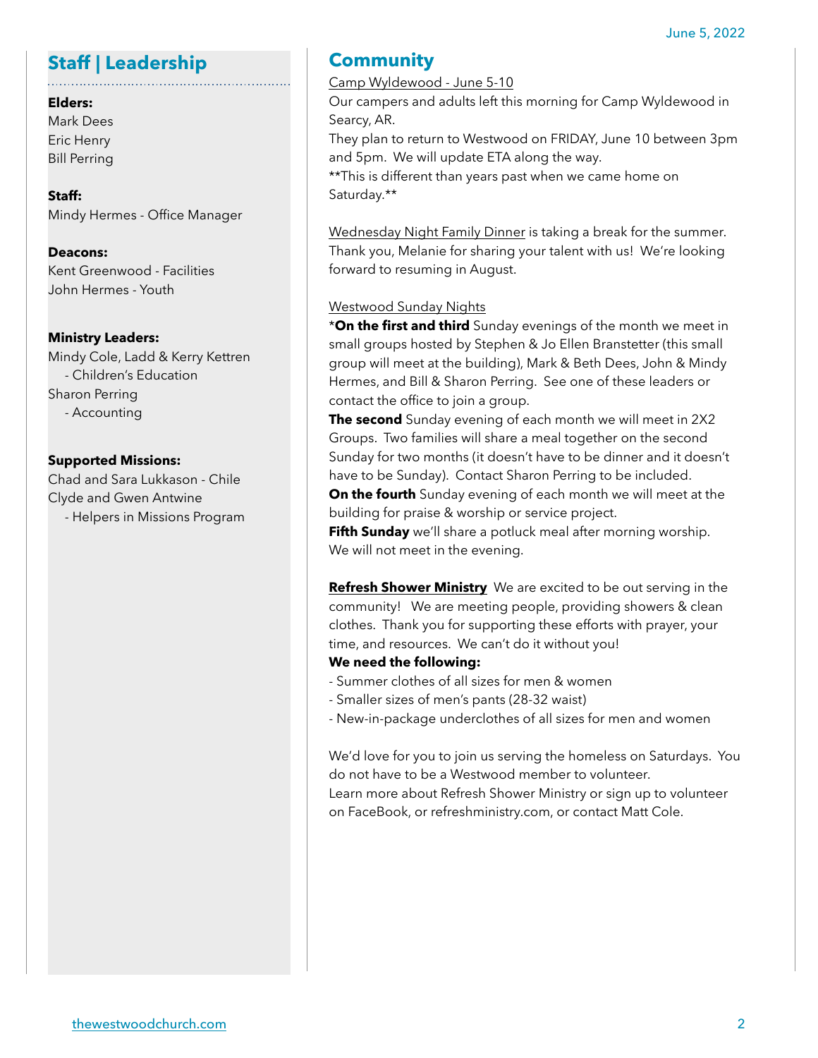## Staff | Leadership

**Elders:**
Mark Dees
Eric Henry
Bill Perring

**Staff:**
Mindy Hermes - Office Manager

**Deacons:**
Kent Greenwood - Facilities
John Hermes - Youth

**Ministry Leaders:**
Mindy Cole, Ladd & Kerry Kettren
- Children's Education

Sharon Perring
- Accounting

**Supported Missions:**
Chad and Sara Lukkason - Chile
Clyde and Gwen Antwine
- Helpers in Missions Program

## Community

Camp Wyldewood - June 5-10
Our campers and adults left this morning for Camp Wyldewood in Searcy, AR.
They plan to return to Westwood on FRIDAY, June 10 between 3pm and 5pm. We will update ETA along the way.
**This is different than years past when we came home on Saturday.**

Wednesday Night Family Dinner is taking a break for the summer. Thank you, Melanie for sharing your talent with us! We're looking forward to resuming in August.

Westwood Sunday Nights
***On the first and third** Sunday evenings of the month we meet in small groups hosted by Stephen & Jo Ellen Branstetter (this small group will meet at the building), Mark & Beth Dees, John & Mindy Hermes, and Bill & Sharon Perring. See one of these leaders or contact the office to join a group.
**The second** Sunday evening of each month we will meet in 2X2 Groups. Two families will share a meal together on the second Sunday for two months (it doesn't have to be dinner and it doesn't have to be Sunday). Contact Sharon Perring to be included.
**On the fourth** Sunday evening of each month we will meet at the building for praise & worship or service project.
**Fifth Sunday** we'll share a potluck meal after morning worship. We will not meet in the evening.

**Refresh Shower Ministry** We are excited to be out serving in the community! We are meeting people, providing showers & clean clothes. Thank you for supporting these efforts with prayer, your time, and resources. We can't do it without you!
**We need the following:**
- Summer clothes of all sizes for men & women
- Smaller sizes of men's pants (28-32 waist)
- New-in-package underclothes of all sizes for men and women

We'd love for you to join us serving the homeless on Saturdays. You do not have to be a Westwood member to volunteer.
Learn more about Refresh Shower Ministry or sign up to volunteer on FaceBook, or refreshministry.com, or contact Matt Cole.